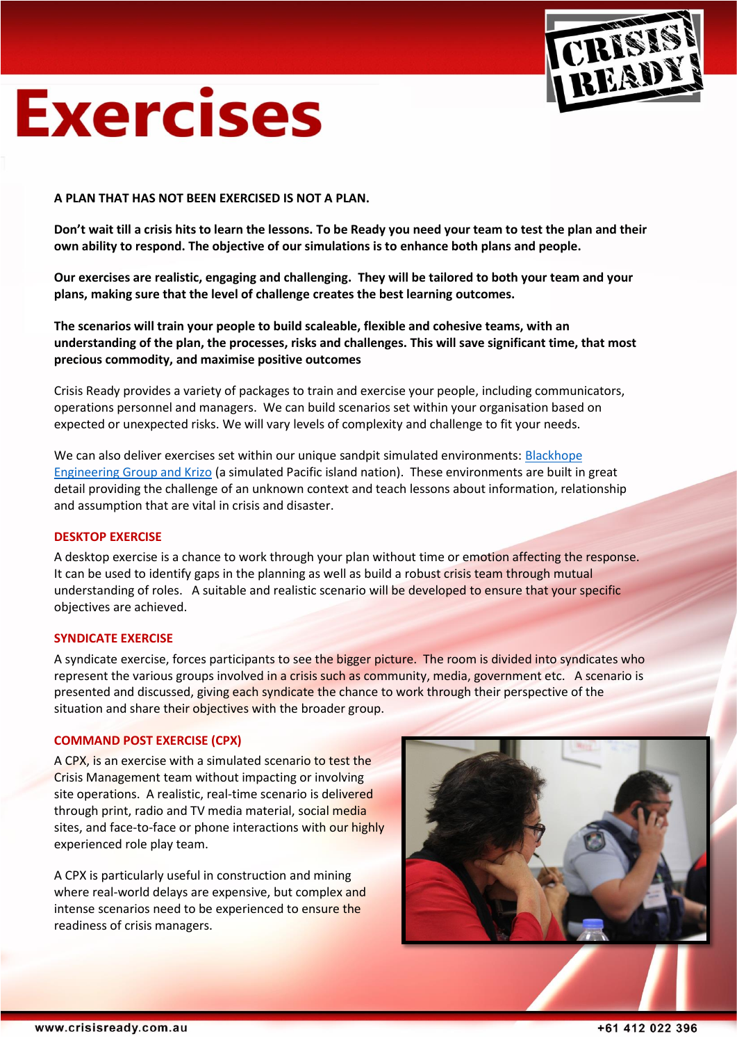# Exercises

**A PLAN THAT HAS NOT BEEN EXERCISED IS NOT A PLAN.**

**Don't wait till a crisis hits to learn the lessons. To be Ready you need your team to test the plan and their own ability to respond. The objective of our simulations is to enhance both plans and people.**

**Our exercises are realistic, engaging and challenging. They will be tailored to both your team and your plans, making sure that the level of challenge creates the best learning outcomes.**

**The scenarios will train your people to build scaleable, flexible and cohesive teams, with an understanding of the plan, the processes, risks and challenges. This will save significant time, that most precious commodity, and maximise positive outcomes**

Crisis Ready provides a variety of packages to train and exercise your people, including communicators, operations personnel and managers. We can build scenarios set within your organisation based on expected or unexpected risks. We will vary levels of complexity and challenge to fit your needs.

We can also deliver exercises set within our unique sandpit simulated environments: Blackhope Engineering Group and Krizo (a simulated Pacific island nation). These environments are built in great detail providing the challenge of an unknown context and teach lessons about information, relationship and assumption that are vital in crisis and disaster.

## DESKTOP EXERCISE

A desktop exercise is a chance to work through your plan without time or emotion affecting the response. It can be used to identify gaps in the planning as well as build a robust crisis team through mutual understanding of roles. A suitable and realistic scenario will be developed to ensure that your specific objectives are achieved.

## SYNDICATE EXERCISE

A syndicate exercise, forces participants to see the bigger picture. The room is divided into syndicates who represent the various groups involved in a crisis such as community, media, government etc. A scenario is presented and discussed, giving each syndicate the chance to work through their perspective of the situation and share their objectives with the broader group.

## COMMAND POST EXERCISE (CPX)

A CPX, is an exercise with a simulated scenario to test the Crisis Management team without impacting or involving site operations. A realistic, real-time scenario is delivered through print, radio and TV media material, social media sites, and face-to-face or phone interactions with our highly experienced role play team.

A CPX is particularly useful in construction and mining where real-world delays are expensive, but complex and intense scenarios need to be experienced to ensure the readiness of crisis managers.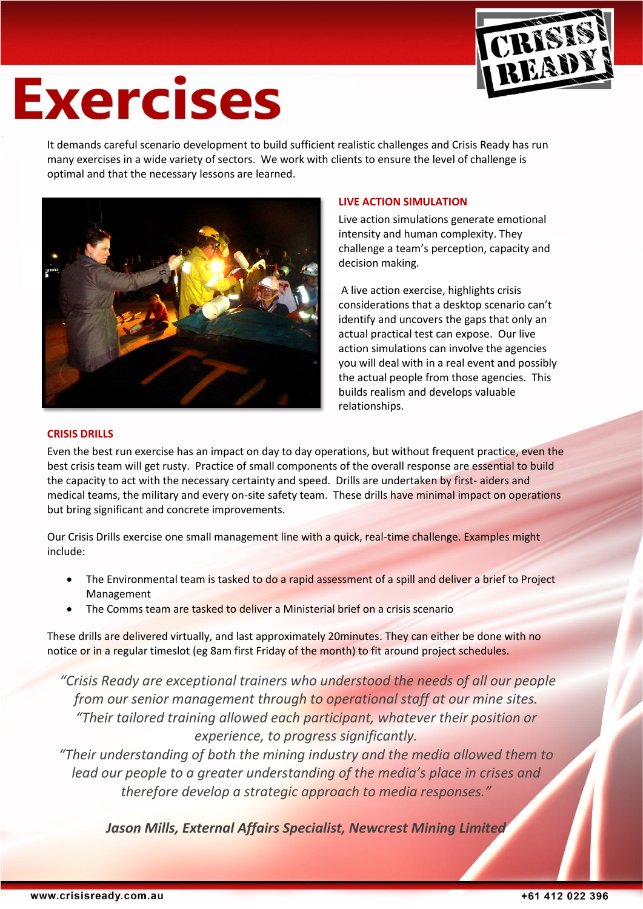# Exercises

It demands careful scenario development to build sufficient realistic challenges and Crisis Ready has run many exercises in a wide variety of sectors. We work with clients to ensure the level of challenge is optimal and that the necessary lessons are learned.

### LIVE ACTION SIMULATION

Live action simulations generate emotional intensity and human complexity. They challenge a team's perception, capacity and decision making.

A live action exercise, highlights crisis considerations that a desktop scenario can't identify and uncovers the gaps that only an actual practical test can expose. Our live action simulations can involve the agencies you will deal with in a real event and possibly the actual people from those agencies. This builds realism and develops valuable relationships.

### CRISIS DRILLS

Even the best run exercise has an impact on day to day operations, but without frequent practice, even the best crisis team will get rusty. Practice of small components of the overall response are essential to build the capacity to act with the necessary certainty and speed. Drills are undertaken by first- aiders and medical teams, the military and every on-site safety team. These drills have minimal impact on operations but bring significant and concrete improvements.

Our Crisis Drills exercise one small management line with a quick, real-time challenge. Examples might include:

- The Environmental team is tasked to do a rapid assessment of a spill and deliver a brief to Project Management
- The Comms team are tasked to deliver a Ministerial brief on a crisis scenario

These drills are delivered virtually, and last approximately 20minutes. They can either be done with no notice or in a regular timeslot (eg 8am first Friday of the month) to fit around project schedules.

*"Crisis Ready are exceptional trainers who understood the needs of all our people from our senior management through to operational staff at our mine sites. "Their tailored training allowed each participant, whatever their position or experience, to progress significantly. "Their understanding of both the mining industry and the media allowed them to lead our people to a greater understanding of the media's place in crises and therefore develop a strategic approach to media responses."*

***Jason Mills, External Affairs Specialist, Newcrest Mining Limited***

www.crisisready.com.au +61 412 022 396